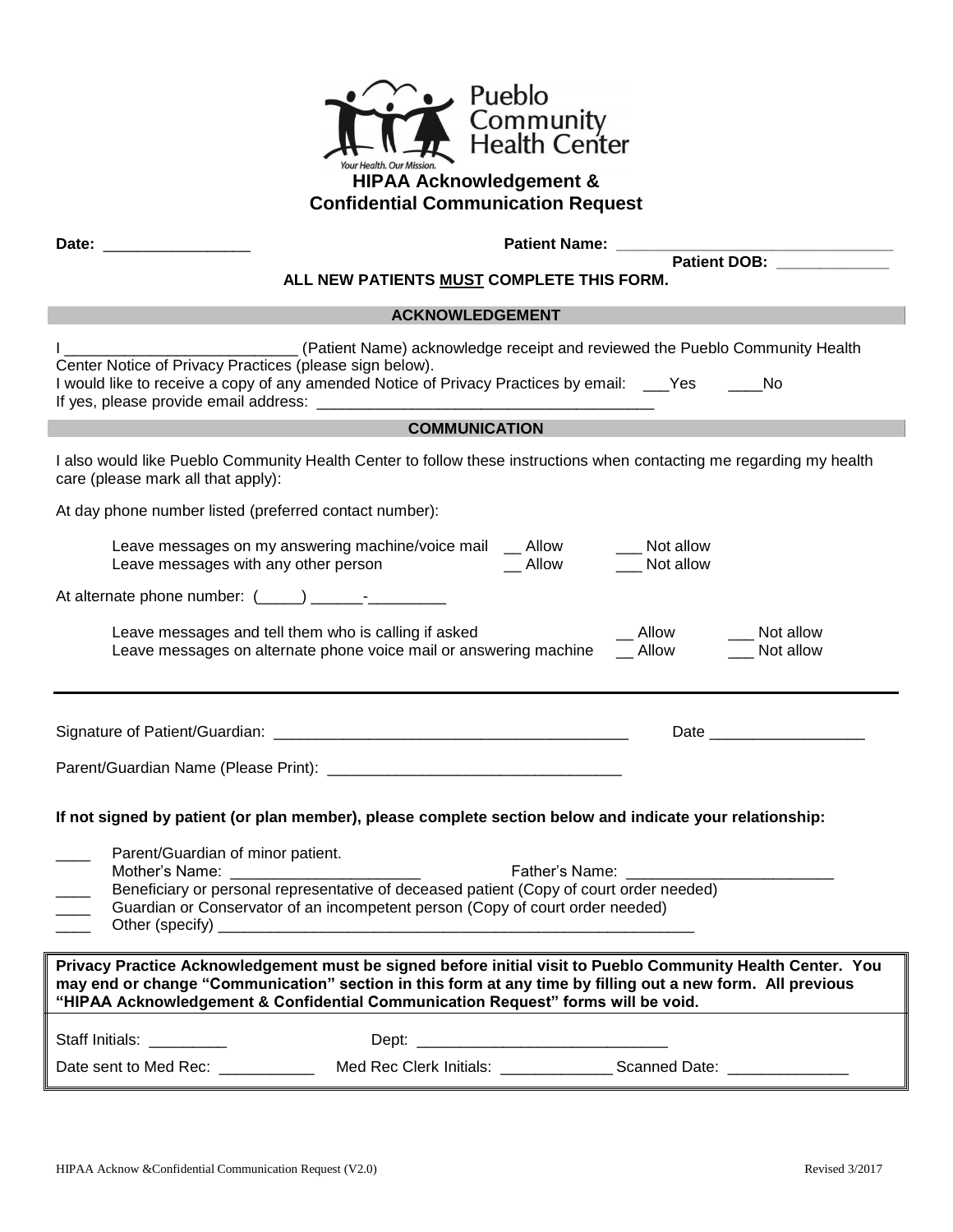Pueblo Community Health Center

Your Health. Our Mission.

# HIPAA Acknowledgement & Confidential Communication Request

**Date:** _________________ **Patient Name:** ________________________________

**Patient DOB:** _____________

**ALL NEW PATIENTS MUST COMPLETE THIS FORM.**

## ACKNOWLEDGEMENT

I ___________________________ (Patient Name) acknowledge receipt and reviewed the Pueblo Community Health Center Notice of Privacy Practices (please sign below).

I would like to receive a copy of any amended Notice of Privacy Practices by email: ___Yes ____No

If yes, please provide email address: ________________________________________

## COMMUNICATION

I also would like Pueblo Community Health Center to follow these instructions when contacting me regarding my health care (please mark all that apply):

At day phone number listed (preferred contact number):

- Leave messages on my answering machine/voice mail __ Allow ___ Not allow
- Leave messages with any other person __ Allow ___ Not allow

At alternate phone number: (_____) ______-_________

- Leave messages and tell them who is calling if asked __ Allow ___ Not allow
- Leave messages on alternate phone voice mail or answering machine __ Allow ___ Not allow

---

Signature of Patient/Guardian: __________________________________________ Date __________________

Parent/Guardian Name (Please Print): __________________________________

**If not signed by patient (or plan member), please complete section below and indicate your relationship:**

____ Parent/Guardian of minor patient.
Mother's Name: ______________________ Father's Name: ________________________

____ Beneficiary or personal representative of deceased patient (Copy of court order needed)

____ Guardian or Conservator of an incompetent person (Copy of court order needed)

____ Other (specify) __________________________________________________________

**Privacy Practice Acknowledgement must be signed before initial visit to Pueblo Community Health Center. You may end or change "Communication" section in this form at any time by filling out a new form. All previous "HIPAA Acknowledgement & Confidential Communication Request" forms will be void.**

Staff Initials: _________ Dept: _____________________________

Date sent to Med Rec: ___________ Med Rec Clerk Initials: _____________ Scanned Date: ______________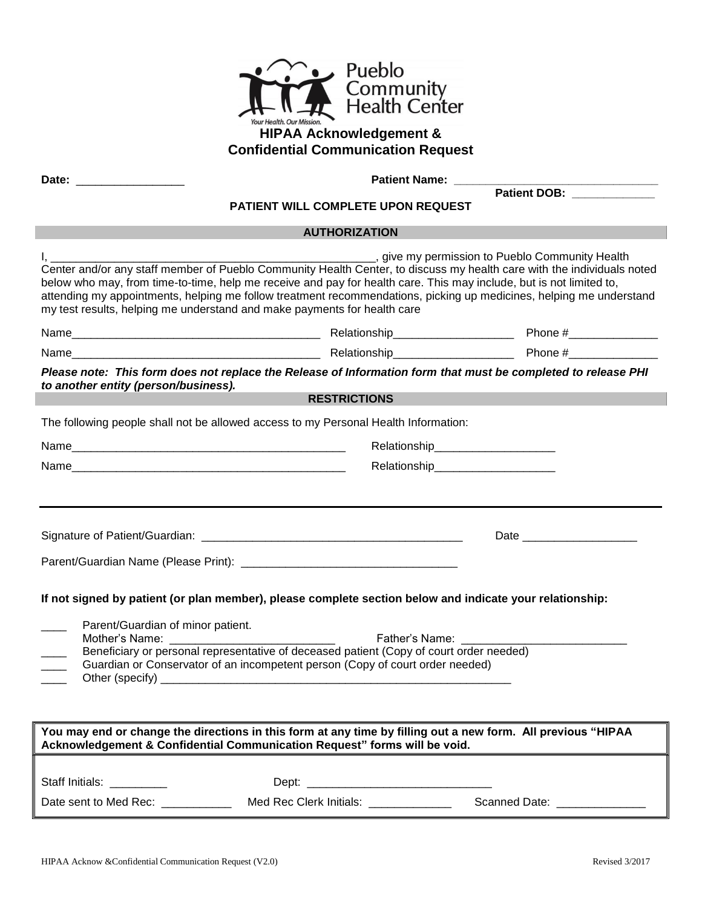Pueblo Community Health Center

Your Health. Our Mission.

# HIPAA Acknowledgement & Confidential Communication Request

**Date:** _________________ **Patient Name:** _________________________________

**Patient DOB:** _____________

**PATIENT WILL COMPLETE UPON REQUEST**

## AUTHORIZATION

I, ____________________________________________________, give my permission to Pueblo Community Health Center and/or any staff member of Pueblo Community Health Center, to discuss my health care with the individuals noted below who may, from time-to-time, help me receive and pay for health care. This may include, but is not limited to, attending my appointments, helping me follow treatment recommendations, picking up medicines, helping me understand my test results, helping me understand and make payments for health care

Name________________________________________ Relationship___________________ Phone #______________

Name________________________________________ Relationship___________________ Phone #______________

***Please note: This form does not replace the Release of Information form that must be completed to release PHI to another entity (person/business).***

## RESTRICTIONS

The following people shall not be allowed access to my Personal Health Information:

Name_____________________________________________ Relationship___________________

Name_____________________________________________ Relationship___________________

---

Signature of Patient/Guardian: __________________________________________ Date __________________

Parent/Guardian Name (Please Print): __________________________________

**If not signed by patient (or plan member), please complete section below and indicate your relationship:**

____ Parent/Guardian of minor patient.
Mother's Name: __________________________ Father's Name: __________________________

____ Beneficiary or personal representative of deceased patient (Copy of court order needed)

____ Guardian or Conservator of an incompetent person (Copy of court order needed)

____ Other (specify) _________________________________________________________

**You may end or change the directions in this form at any time by filling out a new form. All previous "HIPAA Acknowledgement & Confidential Communication Request" forms will be void.**

Staff Initials: _________ Dept: _____________________________

Date sent to Med Rec: ___________ Med Rec Clerk Initials: _____________ Scanned Date: ______________

HIPAA Acknow &Confidential Communication Request (V2.0) Revised 3/2017